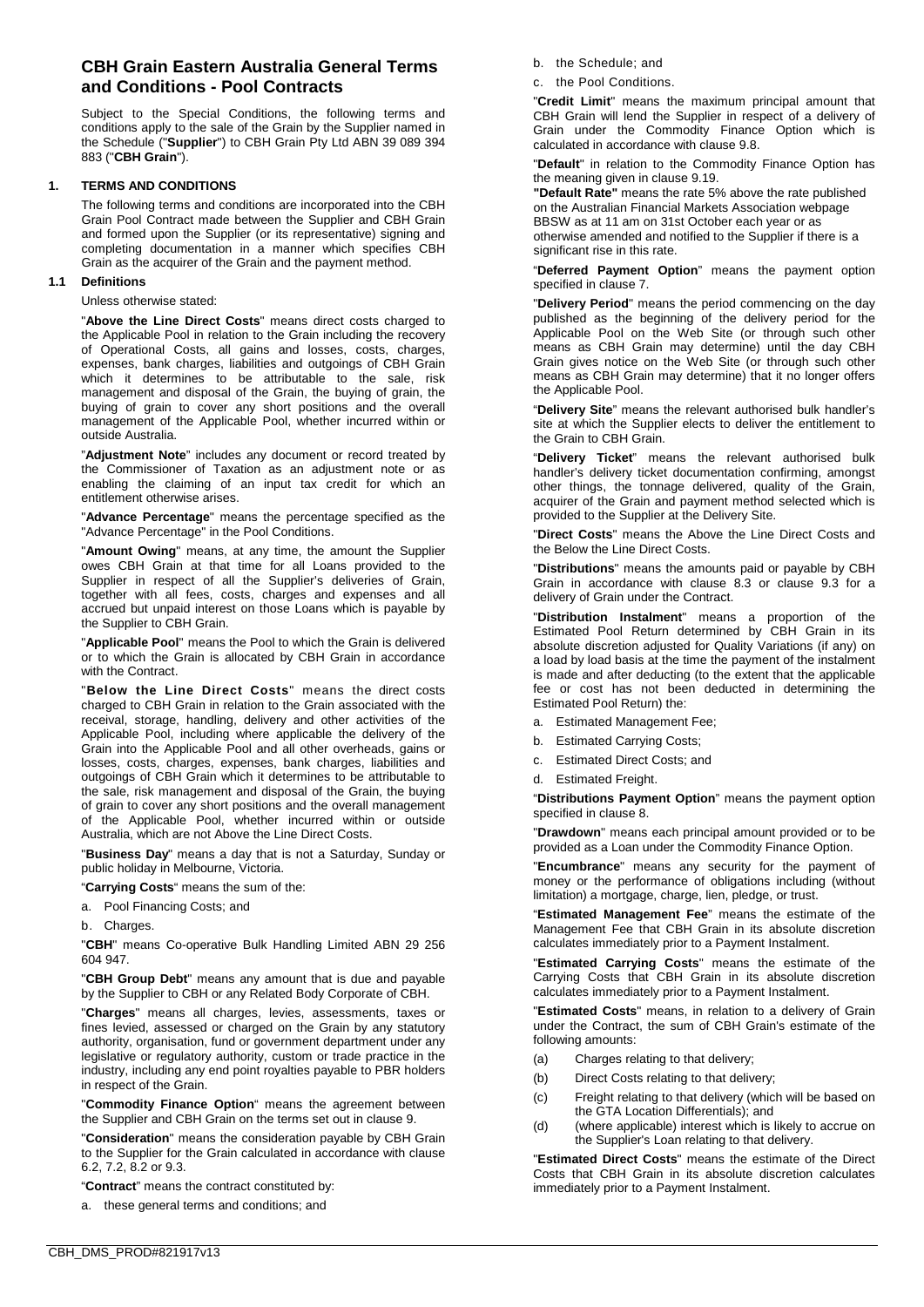# CBH Grain Eastern Australia General Terms and Conditions - Pool Contracts

Subject to the Special Conditions, the following terms and conditions apply to the sale of the Grain by the Supplier named in the Schedule ("**Supplier**") to CBH Grain Pty Ltd ABN 39 089 394 883 ("**CBH Grain**").

## 1. TERMS AND CONDITIONS

The following terms and conditions are incorporated into the CBH Grain Pool Contract made between the Supplier and CBH Grain and formed upon the Supplier (or its representative) signing and completing documentation in a manner which specifies CBH Grain as the acquirer of the Grain and the payment method.

### 1.1 Definitions

Unless otherwise stated:

"**Above the Line Direct Costs**" means direct costs charged to the Applicable Pool in relation to the Grain including the recovery of Operational Costs, all gains and losses, costs, charges, expenses, bank charges, liabilities and outgoings of CBH Grain which it determines to be attributable to the sale, risk management and disposal of the Grain, the buying of grain to cover any short positions and the overall management of the Applicable Pool, whether incurred within or outside Australia.

"**Adjustment Note**" includes any document or record treated by the Commissioner of Taxation as an adjustment note or as enabling the claiming of an input tax credit for which an entitlement otherwise arises.

"**Advance Percentage**" means the percentage specified as the "Advance Percentage" in the Pool Conditions.

"**Amount Owing**" means, at any time, the amount the Supplier owes CBH Grain at that time for all Loans provided to the Supplier in respect of all the Supplier's deliveries of Grain, together with all fees, costs, charges and expenses and all accrued but unpaid interest on those Loans which is payable by the Supplier to CBH Grain.

"**Applicable Pool**" means the Pool to which the Grain is delivered or to which the Grain is allocated by CBH Grain in accordance with the Contract.

"**Below the Line Direct Costs**" means the direct costs charged to CBH Grain in relation to the Grain associated with the receival, storage, handling, delivery and other activities of the Applicable Pool, including where applicable the delivery of the Grain into the Applicable Pool and all other overheads, gains or losses, costs, charges, expenses, bank charges, liabilities and outgoings of CBH Grain which it determines to be attributable to the sale, risk management and disposal of the Grain, the buying of grain to cover any short positions and the overall management of the Applicable Pool, whether incurred within or outside Australia, which are not Above the Line Direct Costs.

"**Business Day**" means a day that is not a Saturday, Sunday or public holiday in Melbourne, Victoria.

"**Carrying Costs**" means the sum of the:

a. Pool Financing Costs; and

b. Charges.

"**CBH**" means Co-operative Bulk Handling Limited ABN 29 256 604 947.

"**CBH Group Debt**" means any amount that is due and payable by the Supplier to CBH or any Related Body Corporate of CBH.

"**Charges**" means all charges, levies, assessments, taxes or fines levied, assessed or charged on the Grain by any statutory authority, organisation, fund or government department under any legislative or regulatory authority, custom or trade practice in the industry, including any end point royalties payable to PBR holders in respect of the Grain.

"**Commodity Finance Option**" means the agreement between the Supplier and CBH Grain on the terms set out in clause 9.

"**Consideration**" means the consideration payable by CBH Grain to the Supplier for the Grain calculated in accordance with clause 6.2, 7.2, 8.2 or 9.3.

"**Contract**" means the contract constituted by:

a. these general terms and conditions; and

b. the Schedule; and

c. the Pool Conditions.

"**Credit Limit**" means the maximum principal amount that CBH Grain will lend the Supplier in respect of a delivery of Grain under the Commodity Finance Option which is calculated in accordance with clause 9.8.

"**Default**" in relation to the Commodity Finance Option has the meaning given in clause 9.19.

**"Default Rate"** means the rate 5% above the rate published on the Australian Financial Markets Association webpage BBSW as at 11 am on 31st October each year or as otherwise amended and notified to the Supplier if there is a significant rise in this rate.

"**Deferred Payment Option**" means the payment option specified in clause 7.

"**Delivery Period**" means the period commencing on the day published as the beginning of the delivery period for the Applicable Pool on the Web Site (or through such other means as CBH Grain may determine) until the day CBH Grain gives notice on the Web Site (or through such other means as CBH Grain may determine) that it no longer offers the Applicable Pool.

"**Delivery Site**" means the relevant authorised bulk handler's site at which the Supplier elects to deliver the entitlement to the Grain to CBH Grain.

"**Delivery Ticket**" means the relevant authorised bulk handler's delivery ticket documentation confirming, amongst other things, the tonnage delivered, quality of the Grain, acquirer of the Grain and payment method selected which is provided to the Supplier at the Delivery Site.

"**Direct Costs**" means the Above the Line Direct Costs and the Below the Line Direct Costs.

"**Distributions**" means the amounts paid or payable by CBH Grain in accordance with clause 8.3 or clause 9.3 for a delivery of Grain under the Contract.

"**Distribution Instalment**" means a proportion of the Estimated Pool Return determined by CBH Grain in its absolute discretion adjusted for Quality Variations (if any) on a load by load basis at the time the payment of the instalment is made and after deducting (to the extent that the applicable fee or cost has not been deducted in determining the Estimated Pool Return) the:

a. Estimated Management Fee;

b. Estimated Carrying Costs;

c. Estimated Direct Costs; and

d. Estimated Freight.

"**Distributions Payment Option**" means the payment option specified in clause 8.

"**Drawdown**" means each principal amount provided or to be provided as a Loan under the Commodity Finance Option.

"**Encumbrance**" means any security for the payment of money or the performance of obligations including (without limitation) a mortgage, charge, lien, pledge, or trust.

"**Estimated Management Fee**" means the estimate of the Management Fee that CBH Grain in its absolute discretion calculates immediately prior to a Payment Instalment.

"**Estimated Carrying Costs**" means the estimate of the Carrying Costs that CBH Grain in its absolute discretion calculates immediately prior to a Payment Instalment.

"**Estimated Costs**" means, in relation to a delivery of Grain under the Contract, the sum of CBH Grain's estimate of the following amounts:

(a) Charges relating to that delivery;

(b) Direct Costs relating to that delivery;

(c) Freight relating to that delivery (which will be based on the GTA Location Differentials); and

(d) (where applicable) interest which is likely to accrue on the Supplier's Loan relating to that delivery.

"**Estimated Direct Costs**" means the estimate of the Direct Costs that CBH Grain in its absolute discretion calculates immediately prior to a Payment Instalment.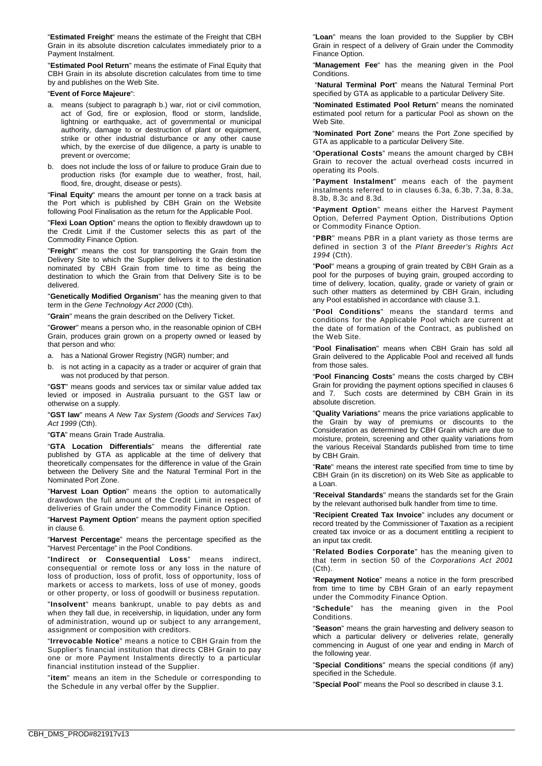"**Estimated Freight**" means the estimate of the Freight that CBH Grain in its absolute discretion calculates immediately prior to a Payment Instalment.

"**Estimated Pool Return**" means the estimate of Final Equity that CBH Grain in its absolute discretion calculates from time to time by and publishes on the Web Site.

"**Event of Force Majeure**":

a. means (subject to paragraph b.) war, riot or civil commotion, act of God, fire or explosion, flood or storm, landslide, lightning or earthquake, act of governmental or municipal authority, damage to or destruction of plant or equipment, strike or other industrial disturbance or any other cause which, by the exercise of due diligence, a party is unable to prevent or overcome;

b. does not include the loss of or failure to produce Grain due to production risks (for example due to weather, frost, hail, flood, fire, drought, disease or pests).

"**Final Equity**" means the amount per tonne on a track basis at the Port which is published by CBH Grain on the Website following Pool Finalisation as the return for the Applicable Pool.

"**Flexi Loan Option**" means the option to flexibly drawdown up to the Credit Limit if the Customer selects this as part of the Commodity Finance Option.

"**Freight**" means the cost for transporting the Grain from the Delivery Site to which the Supplier delivers it to the destination nominated by CBH Grain from time to time as being the destination to which the Grain from that Delivery Site is to be delivered.

"**Genetically Modified Organism**" has the meaning given to that term in the *Gene Technology Act 2000* (Cth).

"**Grain**" means the grain described on the Delivery Ticket.

"**Grower**" means a person who, in the reasonable opinion of CBH Grain, produces grain grown on a property owned or leased by that person and who:

a. has a National Grower Registry (NGR) number; and

b. is not acting in a capacity as a trader or acquirer of grain that was not produced by that person.

"**GST**" means goods and services tax or similar value added tax levied or imposed in Australia pursuant to the GST law or otherwise on a supply.

"**GST law**" means *A New Tax System (Goods and Services Tax) Act 1999* (Cth).

"**GTA**" means Grain Trade Australia.

"**GTA Location Differentials**" means the differential rate published by GTA as applicable at the time of delivery that theoretically compensates for the difference in value of the Grain between the Delivery Site and the Natural Terminal Port in the Nominated Port Zone.

"**Harvest Loan Option**" means the option to automatically drawdown the full amount of the Credit Limit in respect of deliveries of Grain under the Commodity Finance Option.

"**Harvest Payment Option**" means the payment option specified in clause 6.

"**Harvest Percentage**" means the percentage specified as the "Harvest Percentage" in the Pool Conditions.

"**Indirect or Consequential Loss**" means indirect, consequential or remote loss or any loss in the nature of loss of production, loss of profit, loss of opportunity, loss of markets or access to markets, loss of use of money, goods or other property, or loss of goodwill or business reputation.

"**Insolvent**" means bankrupt, unable to pay debts as and when they fall due, in receivership, in liquidation, under any form of administration, wound up or subject to any arrangement, assignment or composition with creditors.

"**Irrevocable Notice**" means a notice to CBH Grain from the Supplier's financial institution that directs CBH Grain to pay one or more Payment Instalments directly to a particular financial institution instead of the Supplier.

"**item**" means an item in the Schedule or corresponding to the Schedule in any verbal offer by the Supplier.

"**Loan**" means the loan provided to the Supplier by CBH Grain in respect of a delivery of Grain under the Commodity Finance Option.

"**Management Fee**" has the meaning given in the Pool Conditions.

"**Natural Terminal Port**" means the Natural Terminal Port specified by GTA as applicable to a particular Delivery Site.

"**Nominated Estimated Pool Return**" means the nominated estimated pool return for a particular Pool as shown on the Web Site.

"**Nominated Port Zone**" means the Port Zone specified by GTA as applicable to a particular Delivery Site.

"**Operational Costs**" means the amount charged by CBH Grain to recover the actual overhead costs incurred in operating its Pools.

"**Payment Instalment**" means each of the payment instalments referred to in clauses 6.3a, 6.3b, 7.3a, 8.3a, 8.3b, 8.3c and 8.3d.

"**Payment Option**" means either the Harvest Payment Option, Deferred Payment Option, Distributions Option or Commodity Finance Option.

"**PBR**" means PBR in a plant variety as those terms are defined in section 3 of the *Plant Breeder's Rights Act 1994* (Cth).

"**Pool**" means a grouping of grain treated by CBH Grain as a pool for the purposes of buying grain, grouped according to time of delivery, location, quality, grade or variety of grain or such other matters as determined by CBH Grain, including any Pool established in accordance with clause 3.1.

"**Pool Conditions**" means the standard terms and conditions for the Applicable Pool which are current at the date of formation of the Contract, as published on the Web Site.

"**Pool Finalisation**" means when CBH Grain has sold all Grain delivered to the Applicable Pool and received all funds from those sales.

"**Pool Financing Costs**" means the costs charged by CBH Grain for providing the payment options specified in clauses 6 and 7. Such costs are determined by CBH Grain in its absolute discretion.

"**Quality Variations**" means the price variations applicable to the Grain by way of premiums or discounts to the Consideration as determined by CBH Grain which are due to moisture, protein, screening and other quality variations from the various Receival Standards published from time to time by CBH Grain.

"**Rate**" means the interest rate specified from time to time by CBH Grain (in its discretion) on its Web Site as applicable to a Loan.

"**Receival Standards**" means the standards set for the Grain by the relevant authorised bulk handler from time to time.

"**Recipient Created Tax Invoice**" includes any document or record treated by the Commissioner of Taxation as a recipient created tax invoice or as a document entitling a recipient to an input tax credit.

"**Related Bodies Corporate**" has the meaning given to that term in section 50 of the *Corporations Act 2001* (Cth).

"**Repayment Notice**" means a notice in the form prescribed from time to time by CBH Grain of an early repayment under the Commodity Finance Option.

"**Schedule**" has the meaning given in the Pool Conditions.

"**Season**" means the grain harvesting and delivery season to which a particular delivery or deliveries relate, generally commencing in August of one year and ending in March of the following year.

"**Special Conditions**" means the special conditions (if any) specified in the Schedule.

"**Special Pool**" means the Pool so described in clause 3.1.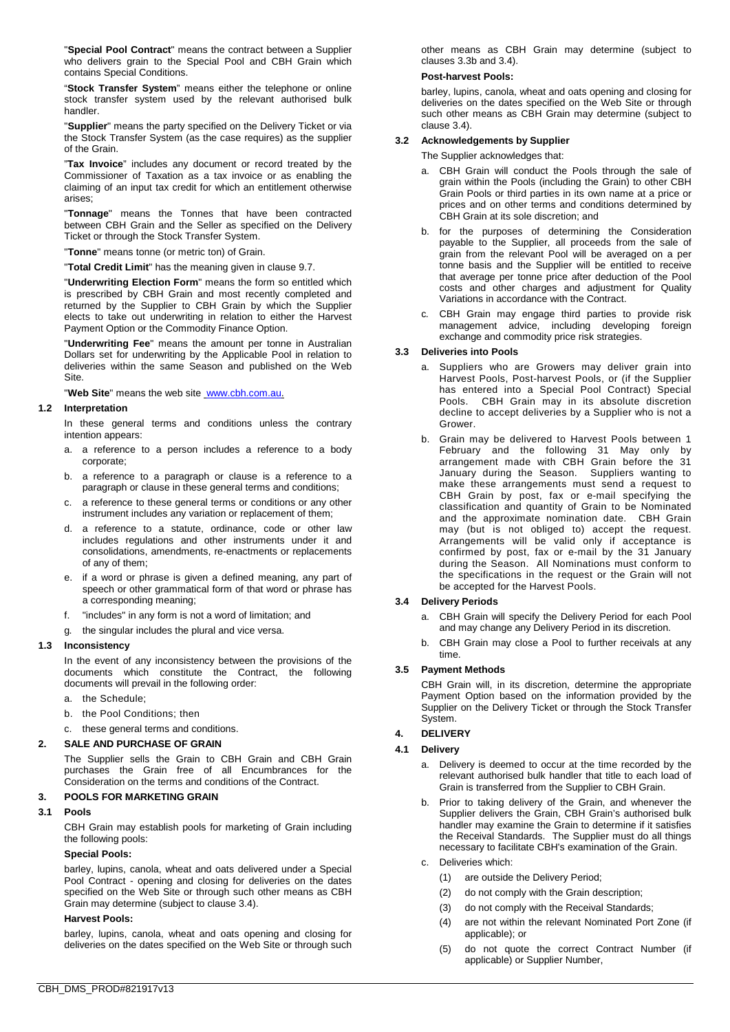"**Special Pool Contract**" means the contract between a Supplier who delivers grain to the Special Pool and CBH Grain which contains Special Conditions.

"**Stock Transfer System**" means either the telephone or online stock transfer system used by the relevant authorised bulk handler.

"**Supplier**" means the party specified on the Delivery Ticket or via the Stock Transfer System (as the case requires) as the supplier of the Grain.

"**Tax Invoice**" includes any document or record treated by the Commissioner of Taxation as a tax invoice or as enabling the claiming of an input tax credit for which an entitlement otherwise arises;

"**Tonnage**" means the Tonnes that have been contracted between CBH Grain and the Seller as specified on the Delivery Ticket or through the Stock Transfer System.

"**Tonne**" means tonne (or metric ton) of Grain.

"**Total Credit Limit**" has the meaning given in clause 9.7.

"**Underwriting Election Form**" means the form so entitled which is prescribed by CBH Grain and most recently completed and returned by the Supplier to CBH Grain by which the Supplier elects to take out underwriting in relation to either the Harvest Payment Option or the Commodity Finance Option.

"**Underwriting Fee**" means the amount per tonne in Australian Dollars set for underwriting by the Applicable Pool in relation to deliveries within the same Season and published on the Web Site.

"**Web Site**" means the web site www.cbh.com.au.

### 1.2 Interpretation

In these general terms and conditions unless the contrary intention appears:

a. a reference to a person includes a reference to a body corporate;
b. a reference to a paragraph or clause is a reference to a paragraph or clause in these general terms and conditions;
c. a reference to these general terms or conditions or any other instrument includes any variation or replacement of them;
d. a reference to a statute, ordinance, code or other law includes regulations and other instruments under it and consolidations, amendments, re-enactments or replacements of any of them;
e. if a word or phrase is given a defined meaning, any part of speech or other grammatical form of that word or phrase has a corresponding meaning;
f. "includes" in any form is not a word of limitation; and
g. the singular includes the plural and vice versa.

### 1.3 Inconsistency

In the event of any inconsistency between the provisions of the documents which constitute the Contract, the following documents will prevail in the following order:

a. the Schedule;
b. the Pool Conditions; then
c. these general terms and conditions.

## 2. SALE AND PURCHASE OF GRAIN

The Supplier sells the Grain to CBH Grain and CBH Grain purchases the Grain free of all Encumbrances for the Consideration on the terms and conditions of the Contract.

## 3. POOLS FOR MARKETING GRAIN

### 3.1 Pools

CBH Grain may establish pools for marketing of Grain including the following pools:

**Special Pools:**

barley, lupins, canola, wheat and oats delivered under a Special Pool Contract - opening and closing for deliveries on the dates specified on the Web Site or through such other means as CBH Grain may determine (subject to clause 3.4).

**Harvest Pools:**

barley, lupins, canola, wheat and oats opening and closing for deliveries on the dates specified on the Web Site or through such other means as CBH Grain may determine (subject to clauses 3.3b and 3.4).

**Post-harvest Pools:**

barley, lupins, canola, wheat and oats opening and closing for deliveries on the dates specified on the Web Site or through such other means as CBH Grain may determine (subject to clause 3.4).

### 3.2 Acknowledgements by Supplier

The Supplier acknowledges that:

a. CBH Grain will conduct the Pools through the sale of grain within the Pools (including the Grain) to other CBH Grain Pools or third parties in its own name at a price or prices and on other terms and conditions determined by CBH Grain at its sole discretion; and
b. for the purposes of determining the Consideration payable to the Supplier, all proceeds from the sale of grain from the relevant Pool will be averaged on a per tonne basis and the Supplier will be entitled to receive that average per tonne price after deduction of the Pool costs and other charges and adjustment for Quality Variations in accordance with the Contract.
c. CBH Grain may engage third parties to provide risk management advice, including developing foreign exchange and commodity price risk strategies.

### 3.3 Deliveries into Pools

a. Suppliers who are Growers may deliver grain into Harvest Pools, Post-harvest Pools, or (if the Supplier has entered into a Special Pool Contract) Special Pools. CBH Grain may in its absolute discretion decline to accept deliveries by a Supplier who is not a Grower.
b. Grain may be delivered to Harvest Pools between 1 February and the following 31 May only by arrangement made with CBH Grain before the 31 January during the Season. Suppliers wanting to make these arrangements must send a request to CBH Grain by post, fax or e-mail specifying the classification and quantity of Grain to be Nominated and the approximate nomination date. CBH Grain may (but is not obliged to) accept the request. Arrangements will be valid only if acceptance is confirmed by post, fax or e-mail by the 31 January during the Season. All Nominations must conform to the specifications in the request or the Grain will not be accepted for the Harvest Pools.

### 3.4 Delivery Periods

a. CBH Grain will specify the Delivery Period for each Pool and may change any Delivery Period in its discretion.
b. CBH Grain may close a Pool to further receivals at any time.

### 3.5 Payment Methods

CBH Grain will, in its discretion, determine the appropriate Payment Option based on the information provided by the Supplier on the Delivery Ticket or through the Stock Transfer System.

## 4. DELIVERY

### 4.1 Delivery

a. Delivery is deemed to occur at the time recorded by the relevant authorised bulk handler that title to each load of Grain is transferred from the Supplier to CBH Grain.
b. Prior to taking delivery of the Grain, and whenever the Supplier delivers the Grain, CBH Grain's authorised bulk handler may examine the Grain to determine if it satisfies the Receival Standards. The Supplier must do all things necessary to facilitate CBH's examination of the Grain.
c. Deliveries which:
   (1) are outside the Delivery Period;
   (2) do not comply with the Grain description;
   (3) do not comply with the Receival Standards;
   (4) are not within the relevant Nominated Port Zone (if applicable); or
   (5) do not quote the correct Contract Number (if applicable) or Supplier Number,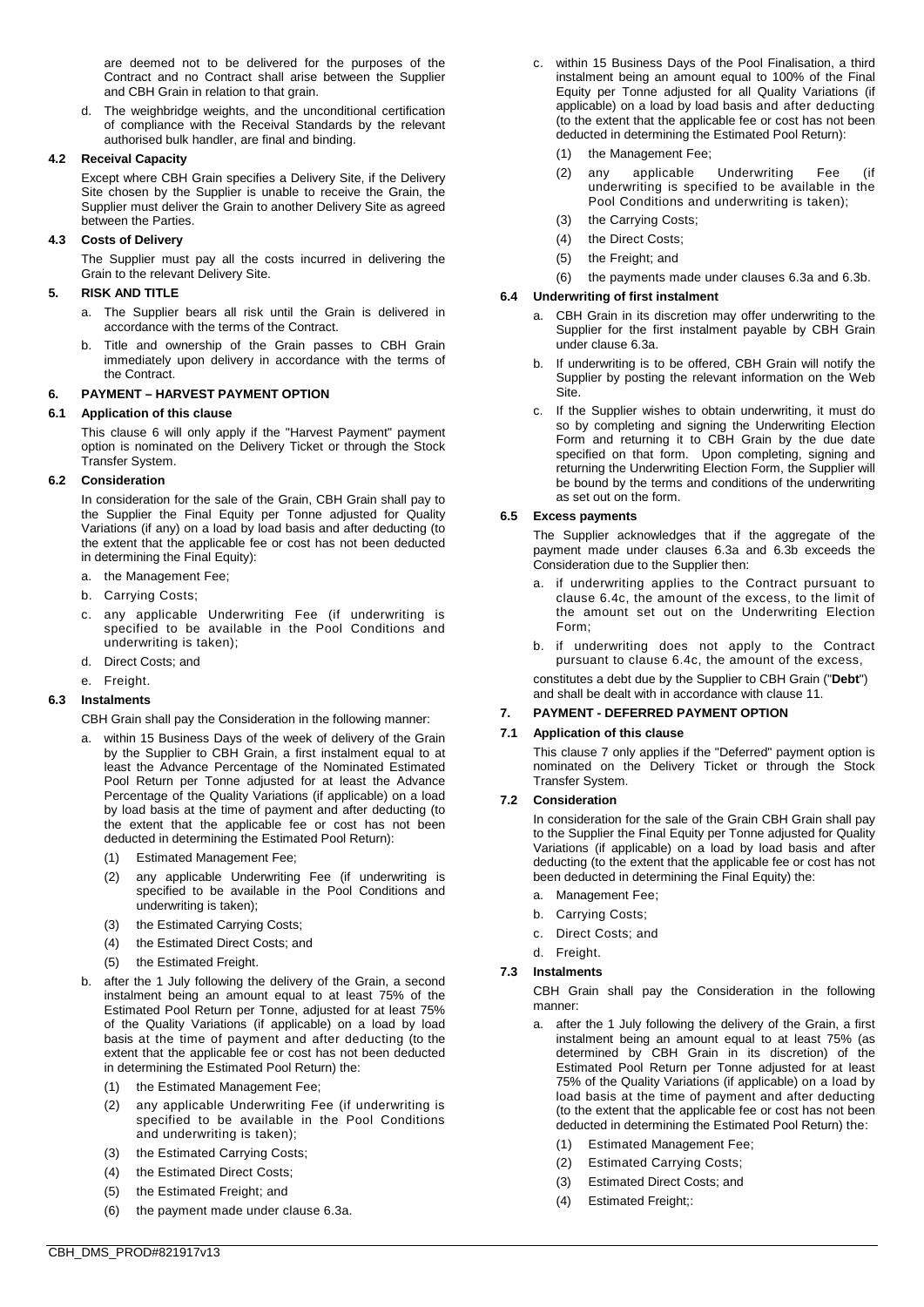are deemed not to be delivered for the purposes of the Contract and no Contract shall arise between the Supplier and CBH Grain in relation to that grain.

d. The weighbridge weights, and the unconditional certification of compliance with the Receival Standards by the relevant authorised bulk handler, are final and binding.

### 4.2 Receival Capacity

Except where CBH Grain specifies a Delivery Site, if the Delivery Site chosen by the Supplier is unable to receive the Grain, the Supplier must deliver the Grain to another Delivery Site as agreed between the Parties.

### 4.3 Costs of Delivery

The Supplier must pay all the costs incurred in delivering the Grain to the relevant Delivery Site.

## 5. RISK AND TITLE

a. The Supplier bears all risk until the Grain is delivered in accordance with the terms of the Contract.

b. Title and ownership of the Grain passes to CBH Grain immediately upon delivery in accordance with the terms of the Contract.

## 6. PAYMENT – HARVEST PAYMENT OPTION

### 6.1 Application of this clause

This clause 6 will only apply if the "Harvest Payment" payment option is nominated on the Delivery Ticket or through the Stock Transfer System.

### 6.2 Consideration

In consideration for the sale of the Grain, CBH Grain shall pay to the Supplier the Final Equity per Tonne adjusted for Quality Variations (if any) on a load by load basis and after deducting (to the extent that the applicable fee or cost has not been deducted in determining the Final Equity):

a. the Management Fee;

b. Carrying Costs;

c. any applicable Underwriting Fee (if underwriting is specified to be available in the Pool Conditions and underwriting is taken);

d. Direct Costs; and

e. Freight.

### 6.3 Instalments

CBH Grain shall pay the Consideration in the following manner:

a. within 15 Business Days of the week of delivery of the Grain by the Supplier to CBH Grain, a first instalment equal to at least the Advance Percentage of the Nominated Estimated Pool Return per Tonne adjusted for at least the Advance Percentage of the Quality Variations (if applicable) on a load by load basis at the time of payment and after deducting (to the extent that the applicable fee or cost has not been deducted in determining the Estimated Pool Return):

   (1) Estimated Management Fee;

   (2) any applicable Underwriting Fee (if underwriting is specified to be available in the Pool Conditions and underwriting is taken);

   (3) the Estimated Carrying Costs;

   (4) the Estimated Direct Costs; and

   (5) the Estimated Freight.

b. after the 1 July following the delivery of the Grain, a second instalment being an amount equal to at least 75% of the Estimated Pool Return per Tonne, adjusted for at least 75% of the Quality Variations (if applicable) on a load by load basis at the time of payment and after deducting (to the extent that the applicable fee or cost has not been deducted in determining the Estimated Pool Return) the:

   (1) the Estimated Management Fee;

   (2) any applicable Underwriting Fee (if underwriting is specified to be available in the Pool Conditions and underwriting is taken);

   (3) the Estimated Carrying Costs;

   (4) the Estimated Direct Costs;

   (5) the Estimated Freight; and

   (6) the payment made under clause 6.3a.

c. within 15 Business Days of the Pool Finalisation, a third instalment being an amount equal to 100% of the Final Equity per Tonne adjusted for all Quality Variations (if applicable) on a load by load basis and after deducting (to the extent that the applicable fee or cost has not been deducted in determining the Estimated Pool Return):

   (1) the Management Fee;

   (2) any applicable Underwriting Fee (if underwriting is specified to be available in the Pool Conditions and underwriting is taken);

   (3) the Carrying Costs;

   (4) the Direct Costs;

   (5) the Freight; and

   (6) the payments made under clauses 6.3a and 6.3b.

### 6.4 Underwriting of first instalment

a. CBH Grain in its discretion may offer underwriting to the Supplier for the first instalment payable by CBH Grain under clause 6.3a.

b. If underwriting is to be offered, CBH Grain will notify the Supplier by posting the relevant information on the Web Site.

c. If the Supplier wishes to obtain underwriting, it must do so by completing and signing the Underwriting Election Form and returning it to CBH Grain by the due date specified on that form. Upon completing, signing and returning the Underwriting Election Form, the Supplier will be bound by the terms and conditions of the underwriting as set out on the form.

### 6.5 Excess payments

The Supplier acknowledges that if the aggregate of the payment made under clauses 6.3a and 6.3b exceeds the Consideration due to the Supplier then:

a. if underwriting applies to the Contract pursuant to clause 6.4c, the amount of the excess, to the limit of the amount set out on the Underwriting Election Form;

b. if underwriting does not apply to the Contract pursuant to clause 6.4c, the amount of the excess,

constitutes a debt due by the Supplier to CBH Grain ("**Debt**") and shall be dealt with in accordance with clause 11.

## 7. PAYMENT - DEFERRED PAYMENT OPTION

### 7.1 Application of this clause

This clause 7 only applies if the "Deferred" payment option is nominated on the Delivery Ticket or through the Stock Transfer System.

### 7.2 Consideration

In consideration for the sale of the Grain CBH Grain shall pay to the Supplier the Final Equity per Tonne adjusted for Quality Variations (if applicable) on a load by load basis and after deducting (to the extent that the applicable fee or cost has not been deducted in determining the Final Equity) the:

a. Management Fee;

b. Carrying Costs;

c. Direct Costs; and

d. Freight.

### 7.3 Instalments

CBH Grain shall pay the Consideration in the following manner:

a. after the 1 July following the delivery of the Grain, a first instalment being an amount equal to at least 75% (as determined by CBH Grain in its discretion) of the Estimated Pool Return per Tonne adjusted for at least 75% of the Quality Variations (if applicable) on a load by load basis at the time of payment and after deducting (to the extent that the applicable fee or cost has not been deducted in determining the Estimated Pool Return) the:

   (1) Estimated Management Fee;

   (2) Estimated Carrying Costs;

   (3) Estimated Direct Costs; and

   (4) Estimated Freight;: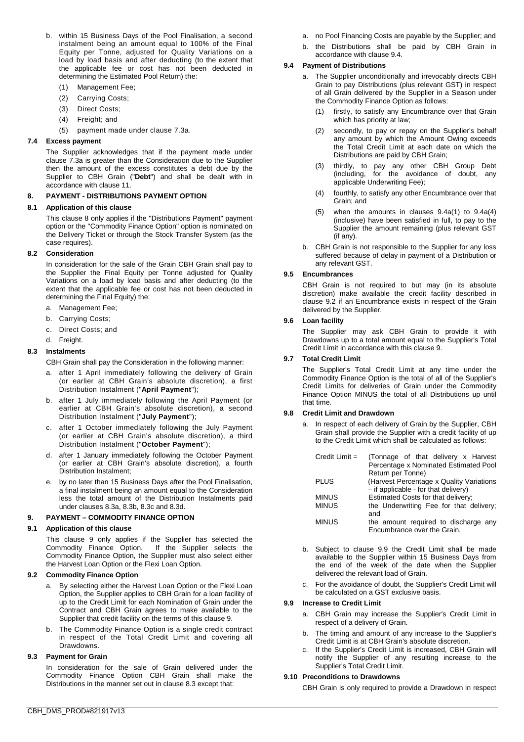b. within 15 Business Days of the Pool Finalisation, a second instalment being an amount equal to 100% of the Final Equity per Tonne, adjusted for Quality Variations on a load by load basis and after deducting (to the extent that the applicable fee or cost has not been deducted in determining the Estimated Pool Return) the:
   (1) Management Fee;
   (2) Carrying Costs;
   (3) Direct Costs;
   (4) Freight; and
   (5) payment made under clause 7.3a.

### 7.4 Excess payment

The Supplier acknowledges that if the payment made under clause 7.3a is greater than the Consideration due to the Supplier then the amount of the excess constitutes a debt due by the Supplier to CBH Grain ("**Debt**") and shall be dealt with in accordance with clause 11.

## 8. PAYMENT - DISTRIBUTIONS PAYMENT OPTION

### 8.1 Application of this clause

This clause 8 only applies if the "Distributions Payment" payment option or the "Commodity Finance Option" option is nominated on the Delivery Ticket or through the Stock Transfer System (as the case requires).

### 8.2 Consideration

In consideration for the sale of the Grain CBH Grain shall pay to the Supplier the Final Equity per Tonne adjusted for Quality Variations on a load by load basis and after deducting (to the extent that the applicable fee or cost has not been deducted in determining the Final Equity) the:

a. Management Fee;
b. Carrying Costs;
c. Direct Costs; and
d. Freight.

### 8.3 Instalments

CBH Grain shall pay the Consideration in the following manner:

a. after 1 April immediately following the delivery of Grain (or earlier at CBH Grain's absolute discretion), a first Distribution Instalment ("**April Payment**");
b. after 1 July immediately following the April Payment (or earlier at CBH Grain's absolute discretion), a second Distribution Instalment ("**July Payment**");
c. after 1 October immediately following the July Payment (or earlier at CBH Grain's absolute discretion), a third Distribution Instalment ("**October Payment**");
d. after 1 January immediately following the October Payment (or earlier at CBH Grain's absolute discretion), a fourth Distribution Instalment;
e. by no later than 15 Business Days after the Pool Finalisation, a final instalment being an amount equal to the Consideration less the total amount of the Distribution Instalments paid under clauses 8.3a, 8.3b, 8.3c and 8.3d.

## 9. PAYMENT – COMMODITY FINANCE OPTION

### 9.1 Application of this clause

This clause 9 only applies if the Supplier has selected the Commodity Finance Option. If the Supplier selects the Commodity Finance Option, the Supplier must also select either the Harvest Loan Option or the Flexi Loan Option.

### 9.2 Commodity Finance Option

a. By selecting either the Harvest Loan Option or the Flexi Loan Option, the Supplier applies to CBH Grain for a loan facility of up to the Credit Limit for each Nomination of Grain under the Contract and CBH Grain agrees to make available to the Supplier that credit facility on the terms of this clause 9.
b. The Commodity Finance Option is a single credit contract in respect of the Total Credit Limit and covering all Drawdowns.

### 9.3 Payment for Grain

In consideration for the sale of Grain delivered under the Commodity Finance Option CBH Grain shall make the Distributions in the manner set out in clause 8.3 except that:

a. no Pool Financing Costs are payable by the Supplier; and
b. the Distributions shall be paid by CBH Grain in accordance with clause 9.4.

### 9.4 Payment of Distributions

a. The Supplier unconditionally and irrevocably directs CBH Grain to pay Distributions (plus relevant GST) in respect of all Grain delivered by the Supplier in a Season under the Commodity Finance Option as follows:
   (1) firstly, to satisfy any Encumbrance over that Grain which has priority at law;
   (2) secondly, to pay or repay on the Supplier's behalf any amount by which the Amount Owing exceeds the Total Credit Limit at each date on which the Distributions are paid by CBH Grain;
   (3) thirdly, to pay any other CBH Group Debt (including, for the avoidance of doubt, any applicable Underwriting Fee);
   (4) fourthly, to satisfy any other Encumbrance over that Grain; and
   (5) when the amounts in clauses 9.4a(1) to 9.4a(4) (inclusive) have been satisfied in full, to pay to the Supplier the amount remaining (plus relevant GST (if any).
b. CBH Grain is not responsible to the Supplier for any loss suffered because of delay in payment of a Distribution or any relevant GST.

### 9.5 Encumbrances

CBH Grain is not required to but may (in its absolute discretion) make available the credit facility described in clause 9.2 if an Encumbrance exists in respect of the Grain delivered by the Supplier.

### 9.6 Loan facility

The Supplier may ask CBH Grain to provide it with Drawdowns up to a total amount equal to the Supplier's Total Credit Limit in accordance with this clause 9.

### 9.7 Total Credit Limit

The Supplier's Total Credit Limit at any time under the Commodity Finance Option is the total of all of the Supplier's Credit Limits for deliveries of Grain under the Commodity Finance Option MINUS the total of all Distributions up until that time.

### 9.8 Credit Limit and Drawdown

a. In respect of each delivery of Grain by the Supplier, CBH Grain shall provide the Supplier with a credit facility of up to the Credit Limit which shall be calculated as follows:

| | |
|---|---|
| Credit Limit = | (Tonnage of that delivery x Harvest Percentage x Nominated Estimated Pool Return per Tonne) |
| PLUS | (Harvest Percentage x Quality Variations – if applicable - for that delivery) |
| MINUS | Estimated Costs for that delivery; |
| MINUS | the Underwriting Fee for that delivery; and |
| MINUS | the amount required to discharge any Encumbrance over the Grain. |

b. Subject to clause 9.9 the Credit Limit shall be made available to the Supplier within 15 Business Days from the end of the week of the date when the Supplier delivered the relevant load of Grain.
c. For the avoidance of doubt, the Supplier's Credit Limit will be calculated on a GST exclusive basis.

### 9.9 Increase to Credit Limit

a. CBH Grain may increase the Supplier's Credit Limit in respect of a delivery of Grain.
b. The timing and amount of any increase to the Supplier's Credit Limit is at CBH Grain's absolute discretion.
c. If the Supplier's Credit Limit is increased, CBH Grain will notify the Supplier of any resulting increase to the Supplier's Total Credit Limit.

### 9.10 Preconditions to Drawdowns

CBH Grain is only required to provide a Drawdown in respect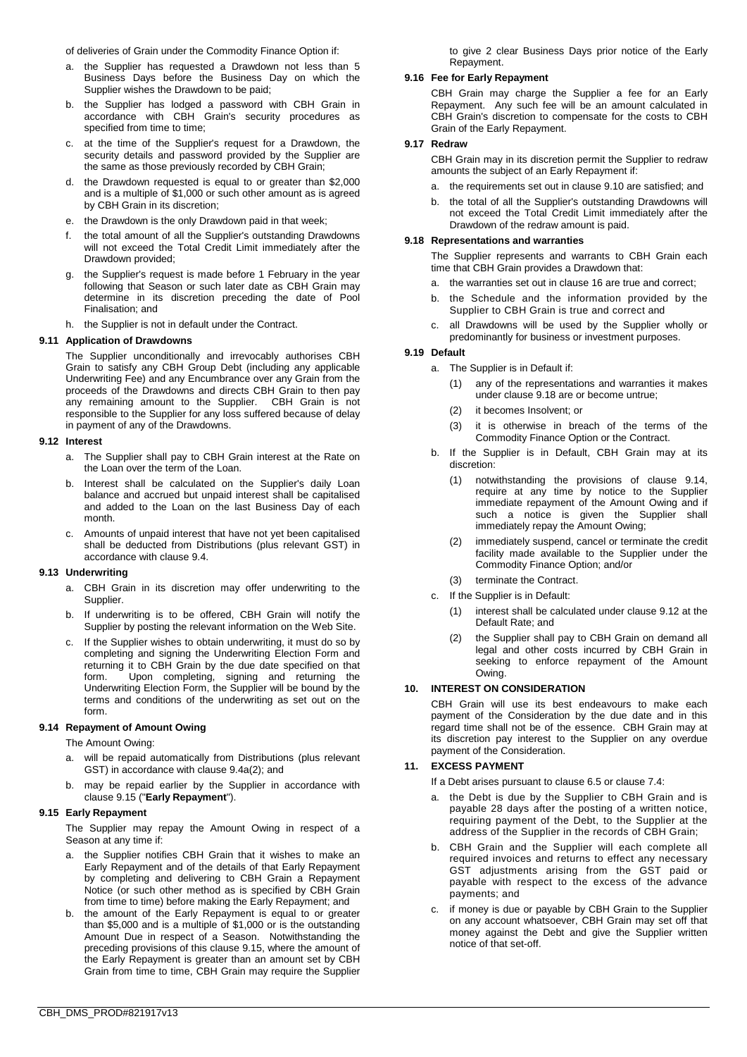of deliveries of Grain under the Commodity Finance Option if:

a. the Supplier has requested a Drawdown not less than 5 Business Days before the Business Day on which the Supplier wishes the Drawdown to be paid;

b. the Supplier has lodged a password with CBH Grain in accordance with CBH Grain's security procedures as specified from time to time;

c. at the time of the Supplier's request for a Drawdown, the security details and password provided by the Supplier are the same as those previously recorded by CBH Grain;

d. the Drawdown requested is equal to or greater than $2,000 and is a multiple of $1,000 or such other amount as is agreed by CBH Grain in its discretion;

e. the Drawdown is the only Drawdown paid in that week;

f. the total amount of all the Supplier's outstanding Drawdowns will not exceed the Total Credit Limit immediately after the Drawdown provided;

g. the Supplier's request is made before 1 February in the year following that Season or such later date as CBH Grain may determine in its discretion preceding the date of Pool Finalisation; and

h. the Supplier is not in default under the Contract.

### 9.11 Application of Drawdowns

The Supplier unconditionally and irrevocably authorises CBH Grain to satisfy any CBH Group Debt (including any applicable Underwriting Fee) and any Encumbrance over any Grain from the proceeds of the Drawdowns and directs CBH Grain to then pay any remaining amount to the Supplier. CBH Grain is not responsible to the Supplier for any loss suffered because of delay in payment of any of the Drawdowns.

### 9.12 Interest

a. The Supplier shall pay to CBH Grain interest at the Rate on the Loan over the term of the Loan.

b. Interest shall be calculated on the Supplier's daily Loan balance and accrued but unpaid interest shall be capitalised and added to the Loan on the last Business Day of each month.

c. Amounts of unpaid interest that have not yet been capitalised shall be deducted from Distributions (plus relevant GST) in accordance with clause 9.4.

### 9.13 Underwriting

a. CBH Grain in its discretion may offer underwriting to the Supplier.

b. If underwriting is to be offered, CBH Grain will notify the Supplier by posting the relevant information on the Web Site.

c. If the Supplier wishes to obtain underwriting, it must do so by completing and signing the Underwriting Election Form and returning it to CBH Grain by the due date specified on that form. Upon completing, signing and returning the Underwriting Election Form, the Supplier will be bound by the terms and conditions of the underwriting as set out on the form.

### 9.14 Repayment of Amount Owing

The Amount Owing:

a. will be repaid automatically from Distributions (plus relevant GST) in accordance with clause 9.4a(2); and

b. may be repaid earlier by the Supplier in accordance with clause 9.15 ("**Early Repayment**").

### 9.15 Early Repayment

The Supplier may repay the Amount Owing in respect of a Season at any time if:

a. the Supplier notifies CBH Grain that it wishes to make an Early Repayment and of the details of that Early Repayment by completing and delivering to CBH Grain a Repayment Notice (or such other method as is specified by CBH Grain from time to time) before making the Early Repayment; and

b. the amount of the Early Repayment is equal to or greater than $5,000 and is a multiple of $1,000 or is the outstanding Amount Due in respect of a Season. Notwithstanding the preceding provisions of this clause 9.15, where the amount of the Early Repayment is greater than an amount set by CBH Grain from time to time, CBH Grain may require the Supplier to give 2 clear Business Days prior notice of the Early Repayment.

### 9.16 Fee for Early Repayment

CBH Grain may charge the Supplier a fee for an Early Repayment. Any such fee will be an amount calculated in CBH Grain's discretion to compensate for the costs to CBH Grain of the Early Repayment.

### 9.17 Redraw

CBH Grain may in its discretion permit the Supplier to redraw amounts the subject of an Early Repayment if:

a. the requirements set out in clause 9.10 are satisfied; and

b. the total of all the Supplier's outstanding Drawdowns will not exceed the Total Credit Limit immediately after the Drawdown of the redraw amount is paid.

### 9.18 Representations and warranties

The Supplier represents and warrants to CBH Grain each time that CBH Grain provides a Drawdown that:

a. the warranties set out in clause 16 are true and correct;

b. the Schedule and the information provided by the Supplier to CBH Grain is true and correct and

c. all Drawdowns will be used by the Supplier wholly or predominantly for business or investment purposes.

### 9.19 Default

a. The Supplier is in Default if:

   (1) any of the representations and warranties it makes under clause 9.18 are or become untrue;

   (2) it becomes Insolvent; or

   (3) it is otherwise in breach of the terms of the Commodity Finance Option or the Contract.

b. If the Supplier is in Default, CBH Grain may at its discretion:

   (1) notwithstanding the provisions of clause 9.14, require at any time by notice to the Supplier immediate repayment of the Amount Owing and if such a notice is given the Supplier shall immediately repay the Amount Owing;

   (2) immediately suspend, cancel or terminate the credit facility made available to the Supplier under the Commodity Finance Option; and/or

   (3) terminate the Contract.

c. If the Supplier is in Default:

   (1) interest shall be calculated under clause 9.12 at the Default Rate; and

   (2) the Supplier shall pay to CBH Grain on demand all legal and other costs incurred by CBH Grain in seeking to enforce repayment of the Amount Owing.

## 10. INTEREST ON CONSIDERATION

CBH Grain will use its best endeavours to make each payment of the Consideration by the due date and in this regard time shall not be of the essence. CBH Grain may at its discretion pay interest to the Supplier on any overdue payment of the Consideration.

## 11. EXCESS PAYMENT

If a Debt arises pursuant to clause 6.5 or clause 7.4:

a. the Debt is due by the Supplier to CBH Grain and is payable 28 days after the posting of a written notice, requiring payment of the Debt, to the Supplier at the address of the Supplier in the records of CBH Grain;

b. CBH Grain and the Supplier will each complete all required invoices and returns to effect any necessary GST adjustments arising from the GST paid or payable with respect to the excess of the advance payments; and

c. if money is due or payable by CBH Grain to the Supplier on any account whatsoever, CBH Grain may set off that money against the Debt and give the Supplier written notice of that set-off.

CBH_DMS_PROD#821917v13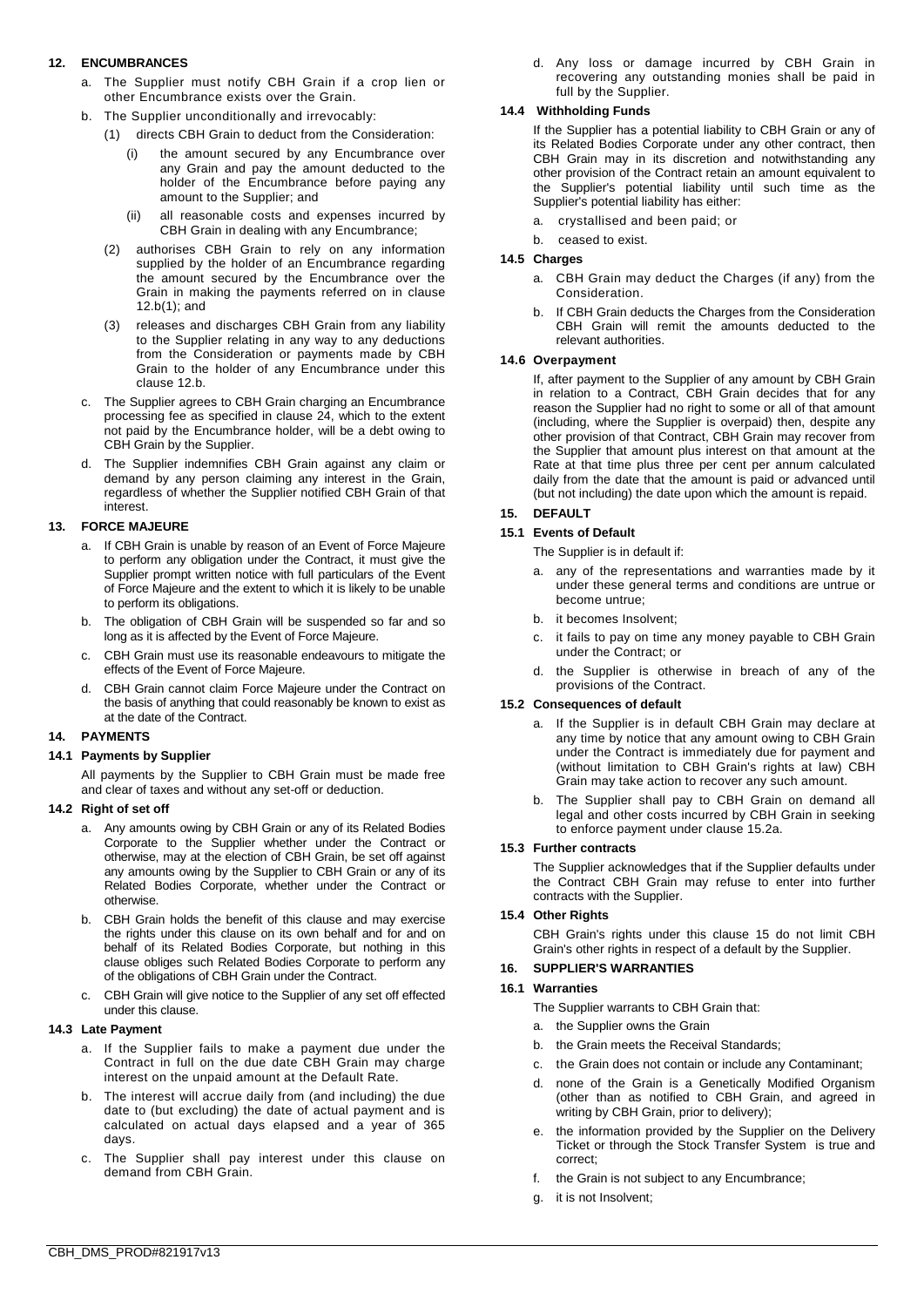## 12. ENCUMBRANCES

a. The Supplier must notify CBH Grain if a crop lien or other Encumbrance exists over the Grain.

b. The Supplier unconditionally and irrevocably:

   (1) directs CBH Grain to deduct from the Consideration:

      (i) the amount secured by any Encumbrance over any Grain and pay the amount deducted to the holder of the Encumbrance before paying any amount to the Supplier; and

      (ii) all reasonable costs and expenses incurred by CBH Grain in dealing with any Encumbrance;

   (2) authorises CBH Grain to rely on any information supplied by the holder of an Encumbrance regarding the amount secured by the Encumbrance over the Grain in making the payments referred on in clause 12.b(1); and

   (3) releases and discharges CBH Grain from any liability to the Supplier relating in any way to any deductions from the Consideration or payments made by CBH Grain to the holder of any Encumbrance under this clause 12.b.

c. The Supplier agrees to CBH Grain charging an Encumbrance processing fee as specified in clause 24, which to the extent not paid by the Encumbrance holder, will be a debt owing to CBH Grain by the Supplier.

d. The Supplier indemnifies CBH Grain against any claim or demand by any person claiming any interest in the Grain, regardless of whether the Supplier notified CBH Grain of that interest.

## 13. FORCE MAJEURE

a. If CBH Grain is unable by reason of an Event of Force Majeure to perform any obligation under the Contract, it must give the Supplier prompt written notice with full particulars of the Event of Force Majeure and the extent to which it is likely to be unable to perform its obligations.

b. The obligation of CBH Grain will be suspended so far and so long as it is affected by the Event of Force Majeure.

c. CBH Grain must use its reasonable endeavours to mitigate the effects of the Event of Force Majeure.

d. CBH Grain cannot claim Force Majeure under the Contract on the basis of anything that could reasonably be known to exist as at the date of the Contract.

## 14. PAYMENTS

### 14.1 Payments by Supplier

All payments by the Supplier to CBH Grain must be made free and clear of taxes and without any set-off or deduction.

### 14.2 Right of set off

a. Any amounts owing by CBH Grain or any of its Related Bodies Corporate to the Supplier whether under the Contract or otherwise, may at the election of CBH Grain, be set off against any amounts owing by the Supplier to CBH Grain or any of its Related Bodies Corporate, whether under the Contract or otherwise.

b. CBH Grain holds the benefit of this clause and may exercise the rights under this clause on its own behalf and for and on behalf of its Related Bodies Corporate, but nothing in this clause obliges such Related Bodies Corporate to perform any of the obligations of CBH Grain under the Contract.

c. CBH Grain will give notice to the Supplier of any set off effected under this clause.

### 14.3 Late Payment

a. If the Supplier fails to make a payment due under the Contract in full on the due date CBH Grain may charge interest on the unpaid amount at the Default Rate.

b. The interest will accrue daily from (and including) the due date to (but excluding) the date of actual payment and is calculated on actual days elapsed and a year of 365 days.

c. The Supplier shall pay interest under this clause on demand from CBH Grain.

d. Any loss or damage incurred by CBH Grain in recovering any outstanding monies shall be paid in full by the Supplier.

### 14.4 Withholding Funds

If the Supplier has a potential liability to CBH Grain or any of its Related Bodies Corporate under any other contract, then CBH Grain may in its discretion and notwithstanding any other provision of the Contract retain an amount equivalent to the Supplier's potential liability until such time as the Supplier's potential liability has either:

a. crystallised and been paid; or

b. ceased to exist.

### 14.5 Charges

a. CBH Grain may deduct the Charges (if any) from the Consideration.

b. If CBH Grain deducts the Charges from the Consideration CBH Grain will remit the amounts deducted to the relevant authorities.

### 14.6 Overpayment

If, after payment to the Supplier of any amount by CBH Grain in relation to a Contract, CBH Grain decides that for any reason the Supplier had no right to some or all of that amount (including, where the Supplier is overpaid) then, despite any other provision of that Contract, CBH Grain may recover from the Supplier that amount plus interest on that amount at the Rate at that time plus three per cent per annum calculated daily from the date that the amount is paid or advanced until (but not including) the date upon which the amount is repaid.

## 15. DEFAULT

### 15.1 Events of Default

The Supplier is in default if:

a. any of the representations and warranties made by it under these general terms and conditions are untrue or become untrue;

b. it becomes Insolvent;

c. it fails to pay on time any money payable to CBH Grain under the Contract; or

d. the Supplier is otherwise in breach of any of the provisions of the Contract.

### 15.2 Consequences of default

a. If the Supplier is in default CBH Grain may declare at any time by notice that any amount owing to CBH Grain under the Contract is immediately due for payment and (without limitation to CBH Grain's rights at law) CBH Grain may take action to recover any such amount.

b. The Supplier shall pay to CBH Grain on demand all legal and other costs incurred by CBH Grain in seeking to enforce payment under clause 15.2a.

### 15.3 Further contracts

The Supplier acknowledges that if the Supplier defaults under the Contract CBH Grain may refuse to enter into further contracts with the Supplier.

### 15.4 Other Rights

CBH Grain's rights under this clause 15 do not limit CBH Grain's other rights in respect of a default by the Supplier.

## 16. SUPPLIER'S WARRANTIES

### 16.1 Warranties

The Supplier warrants to CBH Grain that:

a. the Supplier owns the Grain

b. the Grain meets the Receival Standards;

c. the Grain does not contain or include any Contaminant;

d. none of the Grain is a Genetically Modified Organism (other than as notified to CBH Grain, and agreed in writing by CBH Grain, prior to delivery);

e. the information provided by the Supplier on the Delivery Ticket or through the Stock Transfer System is true and correct;

f. the Grain is not subject to any Encumbrance;

g. it is not Insolvent;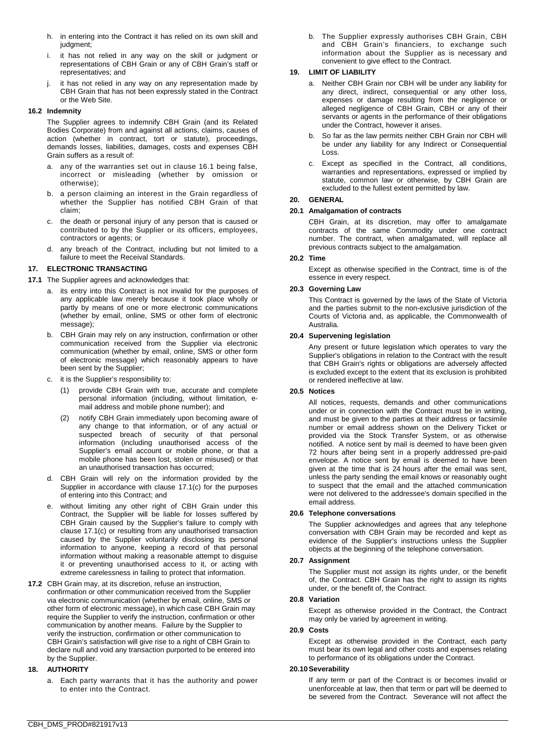h. in entering into the Contract it has relied on its own skill and judgment;

i. it has not relied in any way on the skill or judgment or representations of CBH Grain or any of CBH Grain's staff or representatives; and

j. it has not relied in any way on any representation made by CBH Grain that has not been expressly stated in the Contract or the Web Site.

**16.2 Indemnity**

The Supplier agrees to indemnify CBH Grain (and its Related Bodies Corporate) from and against all actions, claims, causes of action (whether in contract, tort or statute), proceedings, demands losses, liabilities, damages, costs and expenses CBH Grain suffers as a result of:

a. any of the warranties set out in clause 16.1 being false, incorrect or misleading (whether by omission or otherwise);

b. a person claiming an interest in the Grain regardless of whether the Supplier has notified CBH Grain of that claim;

c. the death or personal injury of any person that is caused or contributed to by the Supplier or its officers, employees, contractors or agents; or

d. any breach of the Contract, including but not limited to a failure to meet the Receival Standards.

## 17. ELECTRONIC TRANSACTING

**17.1** The Supplier agrees and acknowledges that:

a. its entry into this Contract is not invalid for the purposes of any applicable law merely because it took place wholly or partly by means of one or more electronic communications (whether by email, online, SMS or other form of electronic message);

b. CBH Grain may rely on any instruction, confirmation or other communication received from the Supplier via electronic communication (whether by email, online, SMS or other form of electronic message) which reasonably appears to have been sent by the Supplier;

c. it is the Supplier's responsibility to:

(1) provide CBH Grain with true, accurate and complete personal information (including, without limitation, e-mail address and mobile phone number); and

(2) notify CBH Grain immediately upon becoming aware of any change to that information, or of any actual or suspected breach of security of that personal information (including unauthorised access of the Supplier's email account or mobile phone, or that a mobile phone has been lost, stolen or misused) or that an unauthorised transaction has occurred;

d. CBH Grain will rely on the information provided by the Supplier in accordance with clause 17.1(c) for the purposes of entering into this Contract; and

e. without limiting any other right of CBH Grain under this Contract, the Supplier will be liable for losses suffered by CBH Grain caused by the Supplier's failure to comply with clause 17.1(c) or resulting from any unauthorised transaction caused by the Supplier voluntarily disclosing its personal information to anyone, keeping a record of that personal information without making a reasonable attempt to disguise it or preventing unauthorised access to it, or acting with extreme carelessness in failing to protect that information.

**17.2** CBH Grain may, at its discretion, refuse an instruction, confirmation or other communication received from the Supplier via electronic communication (whether by email, online, SMS or other form of electronic message), in which case CBH Grain may require the Supplier to verify the instruction, confirmation or other communication by another means. Failure by the Supplier to verify the instruction, confirmation or other communication to CBH Grain's satisfaction will give rise to a right of CBH Grain to declare null and void any transaction purported to be entered into by the Supplier.

## 18. AUTHORITY

a. Each party warrants that it has the authority and power to enter into the Contract.

b. The Supplier expressly authorises CBH Grain, CBH and CBH Grain's financiers, to exchange such information about the Supplier as is necessary and convenient to give effect to the Contract.

## 19. LIMIT OF LIABILITY

a. Neither CBH Grain nor CBH will be under any liability for any direct, indirect, consequential or any other loss, expenses or damage resulting from the negligence or alleged negligence of CBH Grain, CBH or any of their servants or agents in the performance of their obligations under the Contract, however it arises.

b. So far as the law permits neither CBH Grain nor CBH will be under any liability for any Indirect or Consequential Loss.

c. Except as specified in the Contract, all conditions, warranties and representations, expressed or implied by statute, common law or otherwise, by CBH Grain are excluded to the fullest extent permitted by law.

## 20. GENERAL

**20.1 Amalgamation of contracts**

CBH Grain, at its discretion, may offer to amalgamate contracts of the same Commodity under one contract number. The contract, when amalgamated, will replace all previous contracts subject to the amalgamation.

**20.2 Time**

Except as otherwise specified in the Contract, time is of the essence in every respect.

**20.3 Governing Law**

This Contract is governed by the laws of the State of Victoria and the parties submit to the non-exclusive jurisdiction of the Courts of Victoria and, as applicable, the Commonwealth of Australia.

**20.4 Supervening legislation**

Any present or future legislation which operates to vary the Supplier's obligations in relation to the Contract with the result that CBH Grain's rights or obligations are adversely affected is excluded except to the extent that its exclusion is prohibited or rendered ineffective at law.

**20.5 Notices**

All notices, requests, demands and other communications under or in connection with the Contract must be in writing, and must be given to the parties at their address or facsimile number or email address shown on the Delivery Ticket or provided via the Stock Transfer System, or as otherwise notified. A notice sent by mail is deemed to have been given 72 hours after being sent in a properly addressed pre-paid envelope. A notice sent by email is deemed to have been given at the time that is 24 hours after the email was sent, unless the party sending the email knows or reasonably ought to suspect that the email and the attached communication were not delivered to the addressee's domain specified in the email address.

**20.6 Telephone conversations**

The Supplier acknowledges and agrees that any telephone conversation with CBH Grain may be recorded and kept as evidence of the Supplier's instructions unless the Supplier objects at the beginning of the telephone conversation.

**20.7 Assignment**

The Supplier must not assign its rights under, or the benefit of, the Contract. CBH Grain has the right to assign its rights under, or the benefit of, the Contract.

**20.8 Variation**

Except as otherwise provided in the Contract, the Contract may only be varied by agreement in writing.

**20.9 Costs**

Except as otherwise provided in the Contract, each party must bear its own legal and other costs and expenses relating to performance of its obligations under the Contract.

**20.10 Severability**

If any term or part of the Contract is or becomes invalid or unenforceable at law, then that term or part will be deemed to be severed from the Contract. Severance will not affect the

CBH_DMS_PROD#821917v13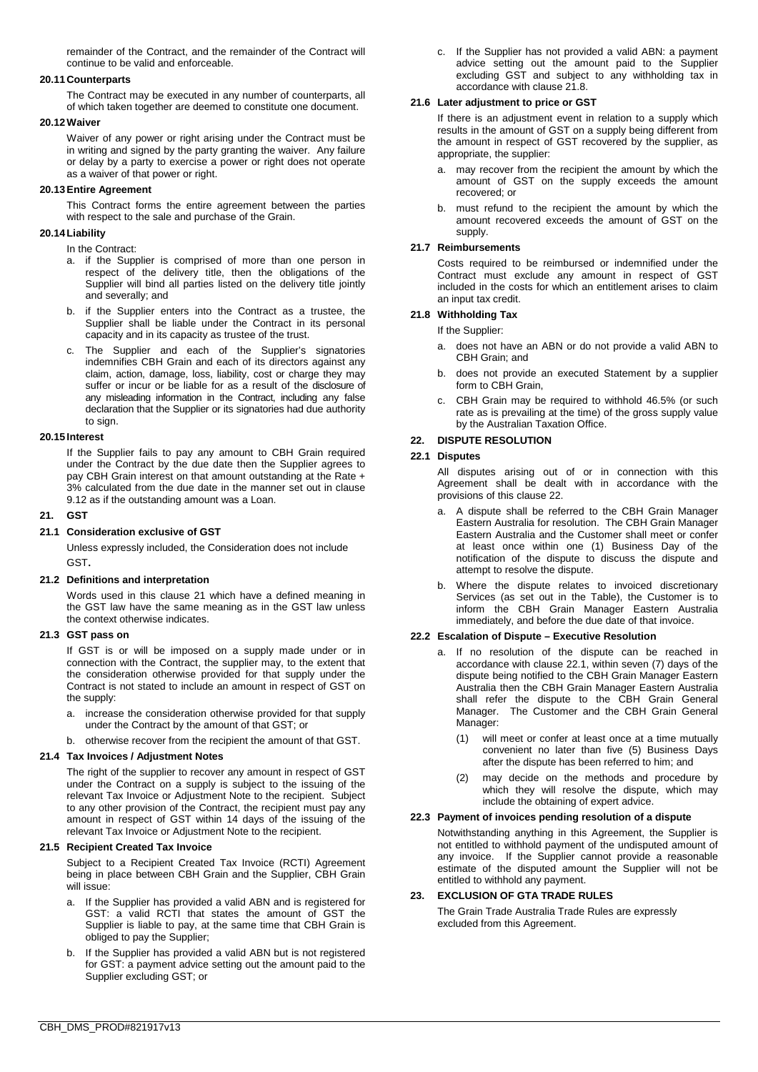remainder of the Contract, and the remainder of the Contract will continue to be valid and enforceable.

#### 20.11 Counterparts

The Contract may be executed in any number of counterparts, all of which taken together are deemed to constitute one document.

#### 20.12 Waiver

Waiver of any power or right arising under the Contract must be in writing and signed by the party granting the waiver. Any failure or delay by a party to exercise a power or right does not operate as a waiver of that power or right.

#### 20.13 Entire Agreement

This Contract forms the entire agreement between the parties with respect to the sale and purchase of the Grain.

#### 20.14 Liability

In the Contract:

a. if the Supplier is comprised of more than one person in respect of the delivery title, then the obligations of the Supplier will bind all parties listed on the delivery title jointly and severally; and

b. if the Supplier enters into the Contract as a trustee, the Supplier shall be liable under the Contract in its personal capacity and in its capacity as trustee of the trust.

c. The Supplier and each of the Supplier's signatories indemnifies CBH Grain and each of its directors against any claim, action, damage, loss, liability, cost or charge they may suffer or incur or be liable for as a result of the disclosure of any misleading information in the Contract, including any false declaration that the Supplier or its signatories had due authority to sign.

#### 20.15 Interest

If the Supplier fails to pay any amount to CBH Grain required under the Contract by the due date then the Supplier agrees to pay CBH Grain interest on that amount outstanding at the Rate + 3% calculated from the due date in the manner set out in clause 9.12 as if the outstanding amount was a Loan.

### 21. GST

#### 21.1 Consideration exclusive of GST

Unless expressly included, the Consideration does not include GST.

#### 21.2 Definitions and interpretation

Words used in this clause 21 which have a defined meaning in the GST law have the same meaning as in the GST law unless the context otherwise indicates.

#### 21.3 GST pass on

If GST is or will be imposed on a supply made under or in connection with the Contract, the supplier may, to the extent that the consideration otherwise provided for that supply under the Contract is not stated to include an amount in respect of GST on the supply:

a. increase the consideration otherwise provided for that supply under the Contract by the amount of that GST; or

b. otherwise recover from the recipient the amount of that GST.

#### 21.4 Tax Invoices / Adjustment Notes

The right of the supplier to recover any amount in respect of GST under the Contract on a supply is subject to the issuing of the relevant Tax Invoice or Adjustment Note to the recipient. Subject to any other provision of the Contract, the recipient must pay any amount in respect of GST within 14 days of the issuing of the relevant Tax Invoice or Adjustment Note to the recipient.

#### 21.5 Recipient Created Tax Invoice

Subject to a Recipient Created Tax Invoice (RCTI) Agreement being in place between CBH Grain and the Supplier, CBH Grain will issue:

a. If the Supplier has provided a valid ABN and is registered for GST: a valid RCTI that states the amount of GST the Supplier is liable to pay, at the same time that CBH Grain is obliged to pay the Supplier;

b. If the Supplier has provided a valid ABN but is not registered for GST: a payment advice setting out the amount paid to the Supplier excluding GST; or

c. If the Supplier has not provided a valid ABN: a payment advice setting out the amount paid to the Supplier excluding GST and subject to any withholding tax in accordance with clause 21.8.

#### 21.6 Later adjustment to price or GST

If there is an adjustment event in relation to a supply which results in the amount of GST on a supply being different from the amount in respect of GST recovered by the supplier, as appropriate, the supplier:

a. may recover from the recipient the amount by which the amount of GST on the supply exceeds the amount recovered; or

b. must refund to the recipient the amount by which the amount recovered exceeds the amount of GST on the supply.

#### 21.7 Reimbursements

Costs required to be reimbursed or indemnified under the Contract must exclude any amount in respect of GST included in the costs for which an entitlement arises to claim an input tax credit.

#### 21.8 Withholding Tax

If the Supplier:

a. does not have an ABN or do not provide a valid ABN to CBH Grain; and

b. does not provide an executed Statement by a supplier form to CBH Grain,

c. CBH Grain may be required to withhold 46.5% (or such rate as is prevailing at the time) of the gross supply value by the Australian Taxation Office.

### 22. DISPUTE RESOLUTION

#### 22.1 Disputes

All disputes arising out of or in connection with this Agreement shall be dealt with in accordance with the provisions of this clause 22.

a. A dispute shall be referred to the CBH Grain Manager Eastern Australia for resolution. The CBH Grain Manager Eastern Australia and the Customer shall meet or confer at least once within one (1) Business Day of the notification of the dispute to discuss the dispute and attempt to resolve the dispute.

b. Where the dispute relates to invoiced discretionary Services (as set out in the Table), the Customer is to inform the CBH Grain Manager Eastern Australia immediately, and before the due date of that invoice.

#### 22.2 Escalation of Dispute – Executive Resolution

a. If no resolution of the dispute can be reached in accordance with clause 22.1, within seven (7) days of the dispute being notified to the CBH Grain Manager Eastern Australia then the CBH Grain Manager Eastern Australia shall refer the dispute to the CBH Grain General Manager. The Customer and the CBH Grain General Manager:

   (1) will meet or confer at least once at a time mutually convenient no later than five (5) Business Days after the dispute has been referred to him; and

   (2) may decide on the methods and procedure by which they will resolve the dispute, which may include the obtaining of expert advice.

#### 22.3 Payment of invoices pending resolution of a dispute

Notwithstanding anything in this Agreement, the Supplier is not entitled to withhold payment of the undisputed amount of any invoice. If the Supplier cannot provide a reasonable estimate of the disputed amount the Supplier will not be entitled to withhold any payment.

### 23. EXCLUSION OF GTA TRADE RULES

The Grain Trade Australia Trade Rules are expressly excluded from this Agreement.

CBH_DMS_PROD#821917v13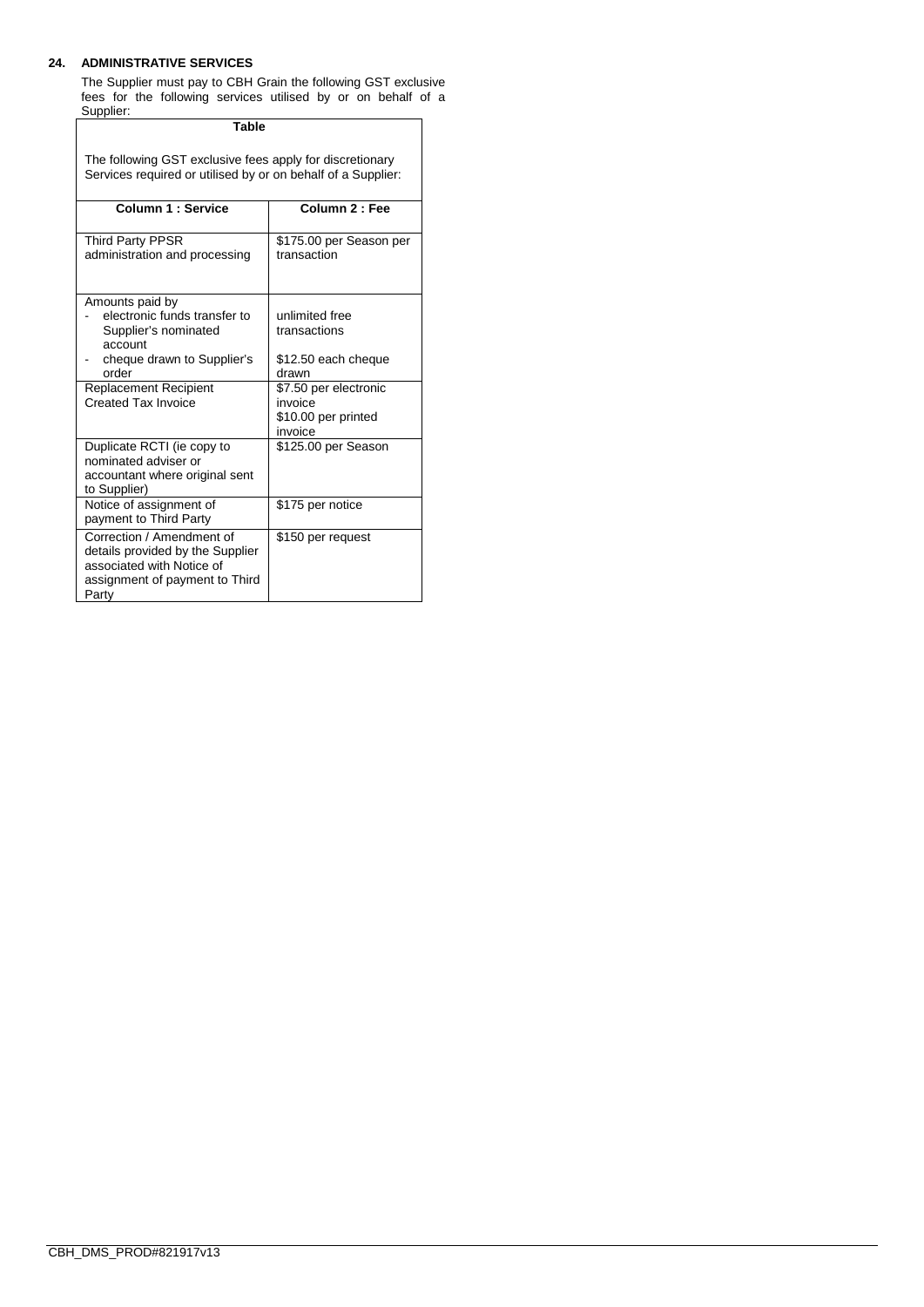## 24. ADMINISTRATIVE SERVICES

The Supplier must pay to CBH Grain the following GST exclusive fees for the following services utilised by or on behalf of a Supplier:

**Table**

The following GST exclusive fees apply for discretionary Services required or utilised by or on behalf of a Supplier:

| Column 1 : Service | Column 2 : Fee |
|---|---|
| Third Party PPSR administration and processing | $175.00 per Season per transaction |
| Amounts paid by<br>- electronic funds transfer to Supplier's nominated account<br>- cheque drawn to Supplier's order | unlimited free transactions<br><br>$12.50 each cheque drawn |
| Replacement Recipient Created Tax Invoice | $7.50 per electronic invoice<br>$10.00 per printed invoice |
| Duplicate RCTI (ie copy to nominated adviser or accountant where original sent to Supplier) | $125.00 per Season |
| Notice of assignment of payment to Third Party | $175 per notice |
| Correction / Amendment of details provided by the Supplier associated with Notice of assignment of payment to Third Party | $150 per request |